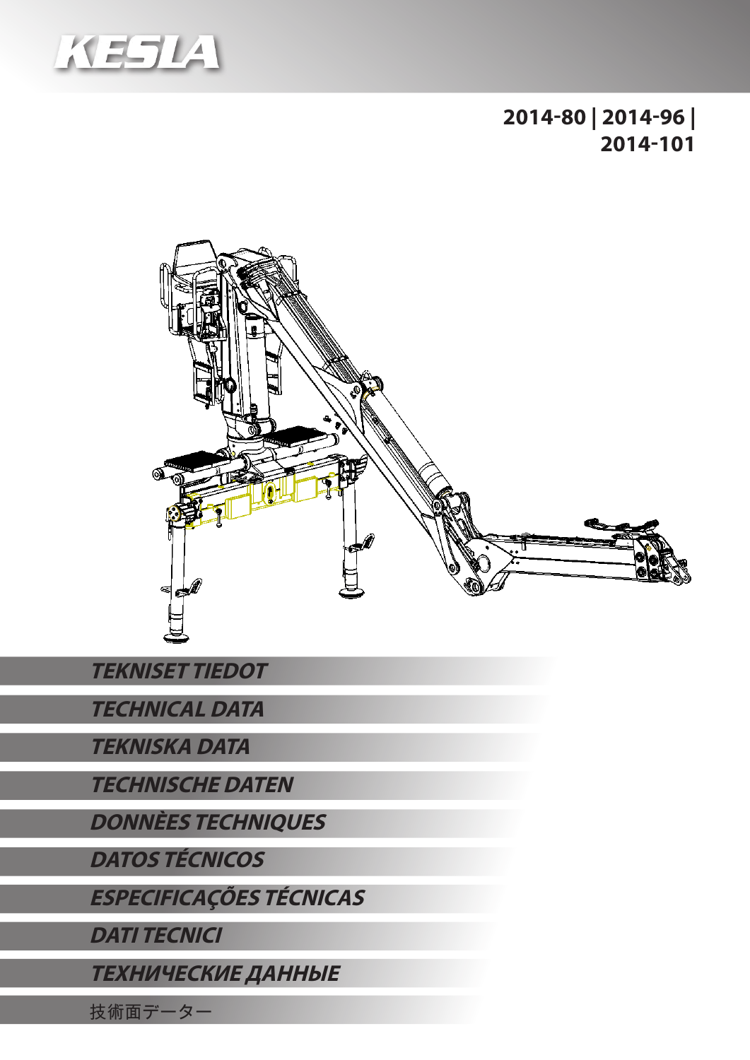KESLA

**2014-80 | 2014-96 | 2014-101**

## *TEKNISET TIEDOT*

## *TECHNICAL DATA*

## *TEKNISKA DATA*

## *TECHNISCHE DATEN*

## *DONNÈES TECHNIQUES*

## *DATOS TÉCNICOS*

## *ESPECIFICAÇÕES TÉCNICAS*

## *DATI TECNICI*

## *ТЕХНИЧЕСКИЕ ДАННЫЕ*

## 技術面データー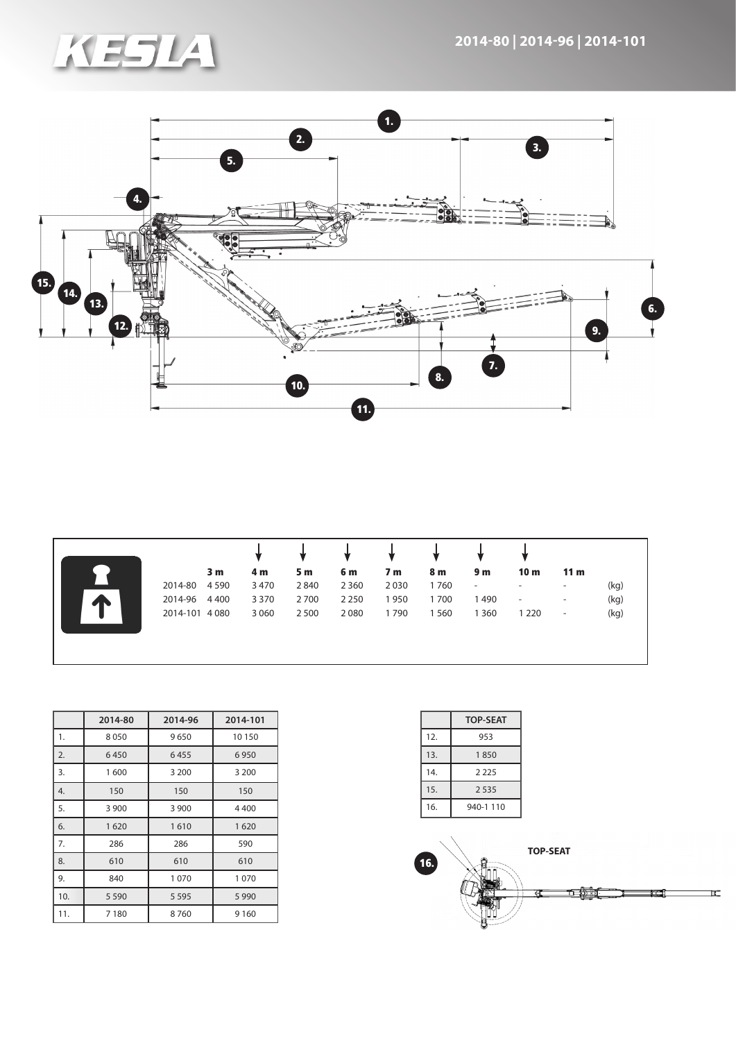# KESLA

## 2014-80 | 2014-96 | 2014-101

|  | 3 m | 4 m | 5 m | 6 m | 7 m | 8 m | 9 m | 10 m | 11 m |  |
|---|---|---|---|---|---|---|---|---|---|---|
| 2014-80 | 4 590 | 3 470 | 2 840 | 2 360 | 2 030 | 1 760 | - | - | - | (kg) |
| 2014-96 | 4 400 | 3 370 | 2 700 | 2 250 | 1 950 | 1 700 | 1 490 | - | - | (kg) |
| 2014-101 | 4 080 | 3 060 | 2 500 | 2 080 | 1 790 | 1 560 | 1 360 | 1 220 | - | (kg) |

|  | 2014-80 | 2014-96 | 2014-101 |
|---|---|---|---|
| 1. | 8 050 | 9 650 | 10 150 |
| 2. | 6 450 | 6 455 | 6 950 |
| 3. | 1 600 | 3 200 | 3 200 |
| 4. | 150 | 150 | 150 |
| 5. | 3 900 | 3 900 | 4 400 |
| 6. | 1 620 | 1 610 | 1 620 |
| 7. | 286 | 286 | 590 |
| 8. | 610 | 610 | 610 |
| 9. | 840 | 1 070 | 1 070 |
| 10. | 5 590 | 5 595 | 5 990 |
| 11. | 7 180 | 8 760 | 9 160 |

|  | TOP-SEAT |
|---|---|
| 12. | 953 |
| 13. | 1 850 |
| 14. | 2 225 |
| 15. | 2 535 |
| 16. | 940-1 110 |

TOP-SEAT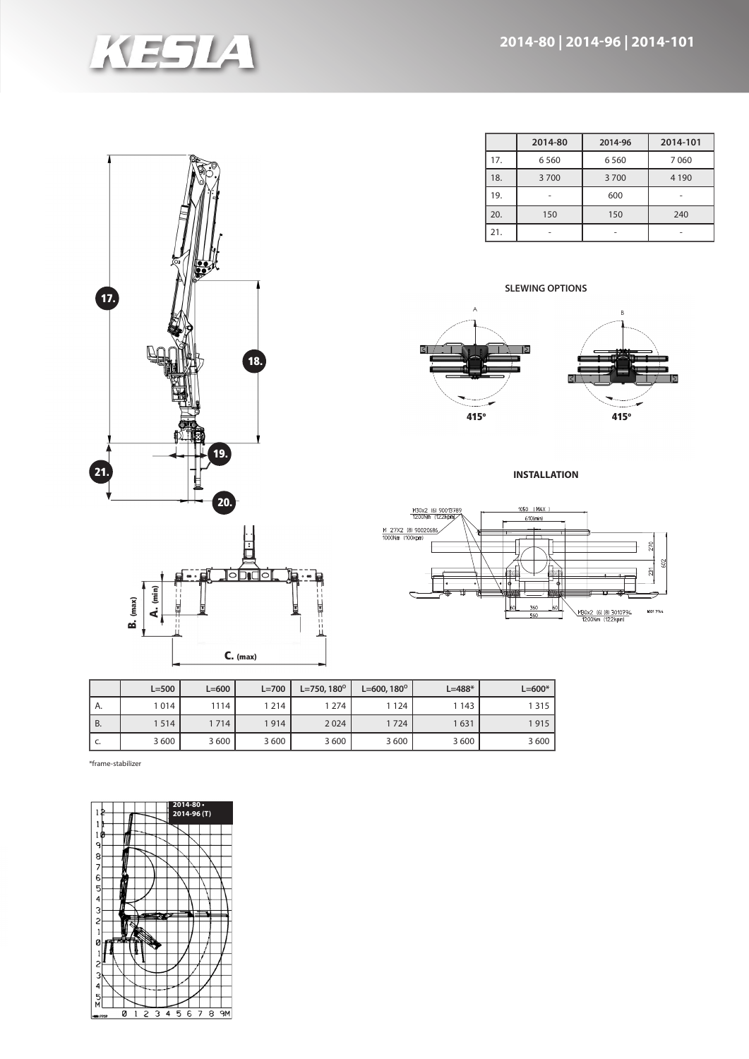# 2014-80 | 2014-96 | 2014-101

|  | 2014-80 | 2014-96 | 2014-101 |
|---|---|---|---|
| 17. | 6 560 | 6 560 | 7 060 |
| 18. | 3 700 | 3 700 | 4 190 |
| 19. | - | 600 | - |
| 20. | 150 | 150 | 240 |
| 21. | - | - | - |

**SLEWING OPTIONS**

A 415°

B 415°

**INSTALLATION**

|  | L=500 | L=600 | L=700 | L=750, 180° | L=600, 180° | L=488* | L=600* |
|---|---|---|---|---|---|---|---|
| A. | 1 014 | 1114 | 1 214 | 1 274 | 1 124 | 1 143 | 1 315 |
| B. | 1 514 | 1 714 | 1 914 | 2 024 | 1 724 | 1 631 | 1 915 |
| C. | 3 600 | 3 600 | 3 600 | 3 600 | 3 600 | 3 600 | 3 600 |

*frame-stabilizer

2014-80 • 2014-96 (T)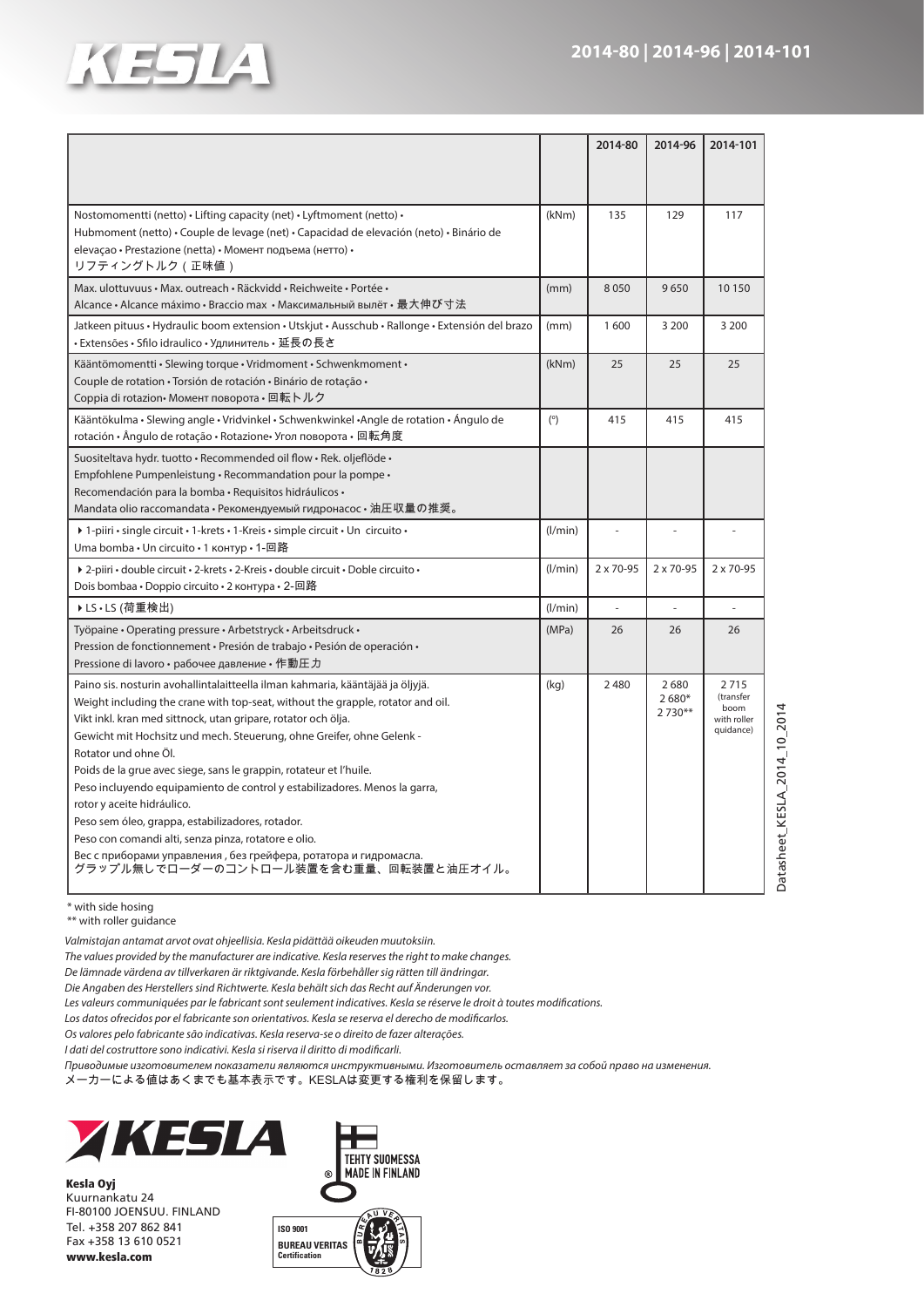# 2014-80 | 2014-96 | 2014-101

| | | 2014-80 | 2014-96 | 2014-101 |
|---|---|---|---|---|
| Nostomomentti (netto) • Lifting capacity (net) • Lyftmoment (netto) • Hubmoment (netto) • Couple de levage (net) • Capacidad de elevación (neto) • Binário de elevaçao • Prestazione (netta) • Момент подъема (нетто) • リフティングトルク（正味値） | (kNm) | 135 | 129 | 117 |
| Max. ulottuvuus • Max. outreach • Räckvidd • Reichweite • Portée • Alcance • Alcance máximo • Braccio max • Максимальный вылёт • 最大伸び寸法 | (mm) | 8 050 | 9 650 | 10 150 |
| Jatkeen pituus • Hydraulic boom extension • Utskjut • Ausschub • Rallonge • Extensión del brazo • Extensões • Sfilo idraulico • Удлинитель • 延長の長さ | (mm) | 1 600 | 3 200 | 3 200 |
| Kääntömomentti • Slewing torque • Vridmoment • Schwenkmoment • Couple de rotation • Torsión de rotación • Binário de rotação • Coppia di rotazion• Момент поворота • 回転トルク | (kNm) | 25 | 25 | 25 |
| Kääntökulma • Slewing angle • Vridvinkel • Schwenkwinkel •Angle de rotation • Ángulo de rotación • Ângulo de rotação • Rotazione• Угол поворота • 回転角度 | (°) | 415 | 415 | 415 |
| Suositeltava hydr. tuotto • Recommended oil flow • Rek. oljeflöde • Empfohlene Pumpenleistung • Recommandation pour la pompe • Recomendación para la bomba • Requisitos hidráulicos • Mandata olio raccomandata • Рекомендуемый гидронасос • 油圧収量の推奨。 | | | | |
| ▸ 1-piiri • single circuit • 1-krets • 1-Kreis • simple circuit • Un circuito • Uma bomba • Un circuito • 1 контур • 1-回路 | (l/min) | - | - | - |
| ▸ 2-piiri • double circuit • 2-krets • 2-Kreis • double circuit • Doble circuito • Dois bombaa • Doppio circuito • 2 контура • 2-回路 | (l/min) | 2 x 70-95 | 2 x 70-95 | 2 x 70-95 |
| ▸ LS • LS (荷重検出) | (l/min) | - | - | - |
| Työpaine • Operating pressure • Arbetstryck • Arbeitsdruck • Pression de fonctionnement • Presión de trabajo • Pesión de operación • Pressione di lavoro • рабочее давление • 作動圧力 | (MPa) | 26 | 26 | 26 |
| Paino sis. nosturin avohallintalaitteella ilman kahmaria, kääntäjää ja öljyjä. Weight including the crane with top-seat, without the grapple, rotator and oil. Vikt inkl. kran med sittnock, utan gripare, rotator och ölja. Gewicht mit Hochsitz und mech. Steuerung, ohne Greifer, ohne Gelenk - Rotator und ohne Öl. Poids de la grue avec siege, sans le grappin, rotateur et l'huile. Peso incluyendo equipamiento de control y estabilizadores. Menos la garra, rotor y aceite hidráulico. Peso sem óleo, grappa, estabilizadores, rotador. Peso con comandi alti, senza pinza, rotatore e olio. Вес с приборами управления , без грейфера, ротатора и гидромасла. グラップル無しでローダーのコントロール装置を含む重量、回転装置と油圧オイル。 | (kg) | 2 480 | 2 680<br>2 680*<br>2 730** | 2 715<br>(transfer boom with roller quidance) |

\* with side hosing
\*\* with roller guidance

*Valmistajan antamat arvot ovat ohjeellisia. Kesla pidättää oikeuden muutoksiin.*
*The values provided by the manufacturer are indicative. Kesla reserves the right to make changes.*
*De lämnade värdena av tillverkaren är riktgivande. Kesla förbehåller sig rätten till ändringar.*
*Die Angaben des Herstellers sind Richtwerte. Kesla behält sich das Recht auf Änderungen vor.*
*Les valeurs communiquées par le fabricant sont seulement indicatives. Kesla se réserve le droit à toutes modifications.*
*Los datos ofrecidos por el fabricante son orientativos. Kesla se reserva el derecho de modificarlos.*
*Os valores pelo fabricante são indicativas. Kesla reserva-se o direito de fazer alterações.*
*I dati del costruttore sono indicativi. Kesla si riserva il diritto di modificarli.*
*Приводимые изготовителем показатели являются инструктивными. Изготовитель оставляет за собой право на изменения.*
メーカーによる値はあくまでも基本表示です。KESLAは変更する権利を保留します。

**Kesla Oyj**
Kuurnankatu 24
FI-80100 JOENSUU. FINLAND
Tel. +358 207 862 841
Fax +358 13 610 0521
**www.kesla.com**

TEHTY SUOMESSA
MADE IN FINLAND

ISO 9001
BUREAU VERITAS
Certification

Datasheet_KESLA_2014_10_2014